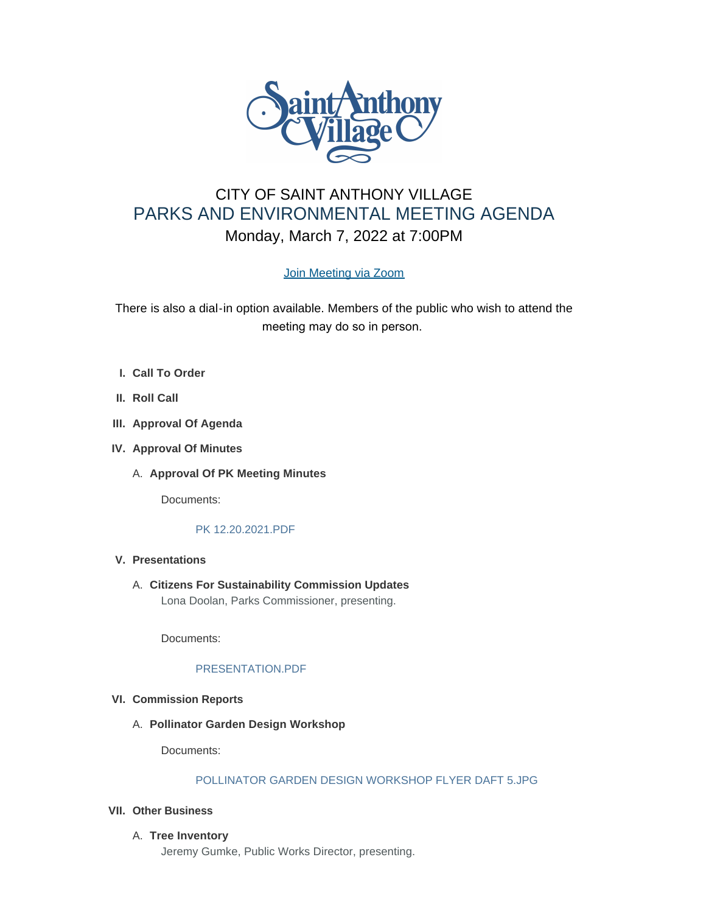# CITY OF SAINT ANTHONY VILLAGE

## PARKS AND ENVIRONMENTAL MEETING AGENDA

### Monday, March 7, 2022 at 7:00PM

[Join Meeting via Zoom]

There is also a dial-in option available. Members of the public who wish to attend the meeting may do so in person.

I. **Call To Order**

II. **Roll Call**

III. **Approval Of Agenda**

IV. **Approval Of Minutes**

   A. **Approval Of PK Meeting Minutes**

      Documents:

      PK 12.20.2021.PDF

V. **Presentations**

   A. **Citizens For Sustainability Commission Updates**

      Lona Doolan, Parks Commissioner, presenting.

      Documents:

      PRESENTATION.PDF

VI. **Commission Reports**

   A. **Pollinator Garden Design Workshop**

      Documents:

      POLLINATOR GARDEN DESIGN WORKSHOP FLYER DAFT 5.JPG

VII. **Other Business**

   A. **Tree Inventory**

      Jeremy Gumke, Public Works Director, presenting.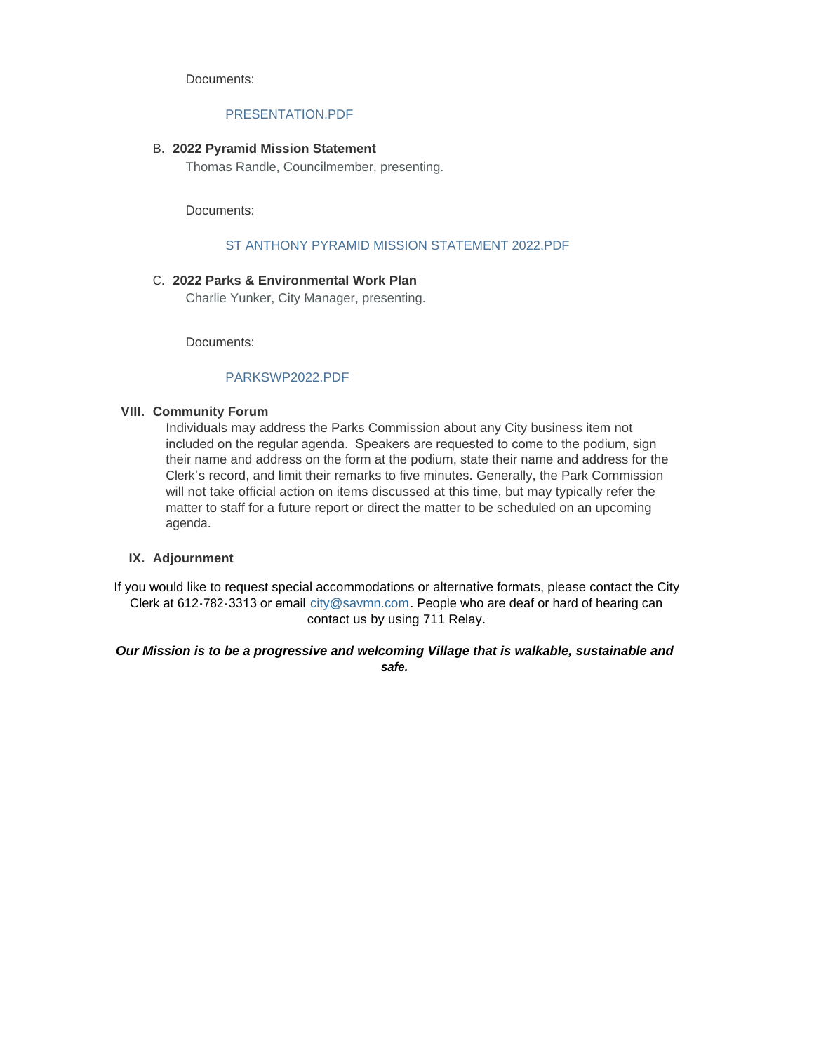Documents:

PRESENTATION.PDF

B. **2022 Pyramid Mission Statement**

Thomas Randle, Councilmember, presenting.

Documents:

ST ANTHONY PYRAMID MISSION STATEMENT 2022.PDF

C. **2022 Parks & Environmental Work Plan**

Charlie Yunker, City Manager, presenting.

Documents:

PARKSWP2022.PDF

**VIII. Community Forum**

Individuals may address the Parks Commission about any City business item not included on the regular agenda. Speakers are requested to come to the podium, sign their name and address on the form at the podium, state their name and address for the Clerk's record, and limit their remarks to five minutes. Generally, the Park Commission will not take official action on items discussed at this time, but may typically refer the matter to staff for a future report or direct the matter to be scheduled on an upcoming agenda.

**IX. Adjournment**

If you would like to request special accommodations or alternative formats, please contact the City Clerk at 612-782-3313 or email city@savmn.com. People who are deaf or hard of hearing can contact us by using 711 Relay.

***Our Mission is to be a progressive and welcoming Village that is walkable, sustainable and safe.***